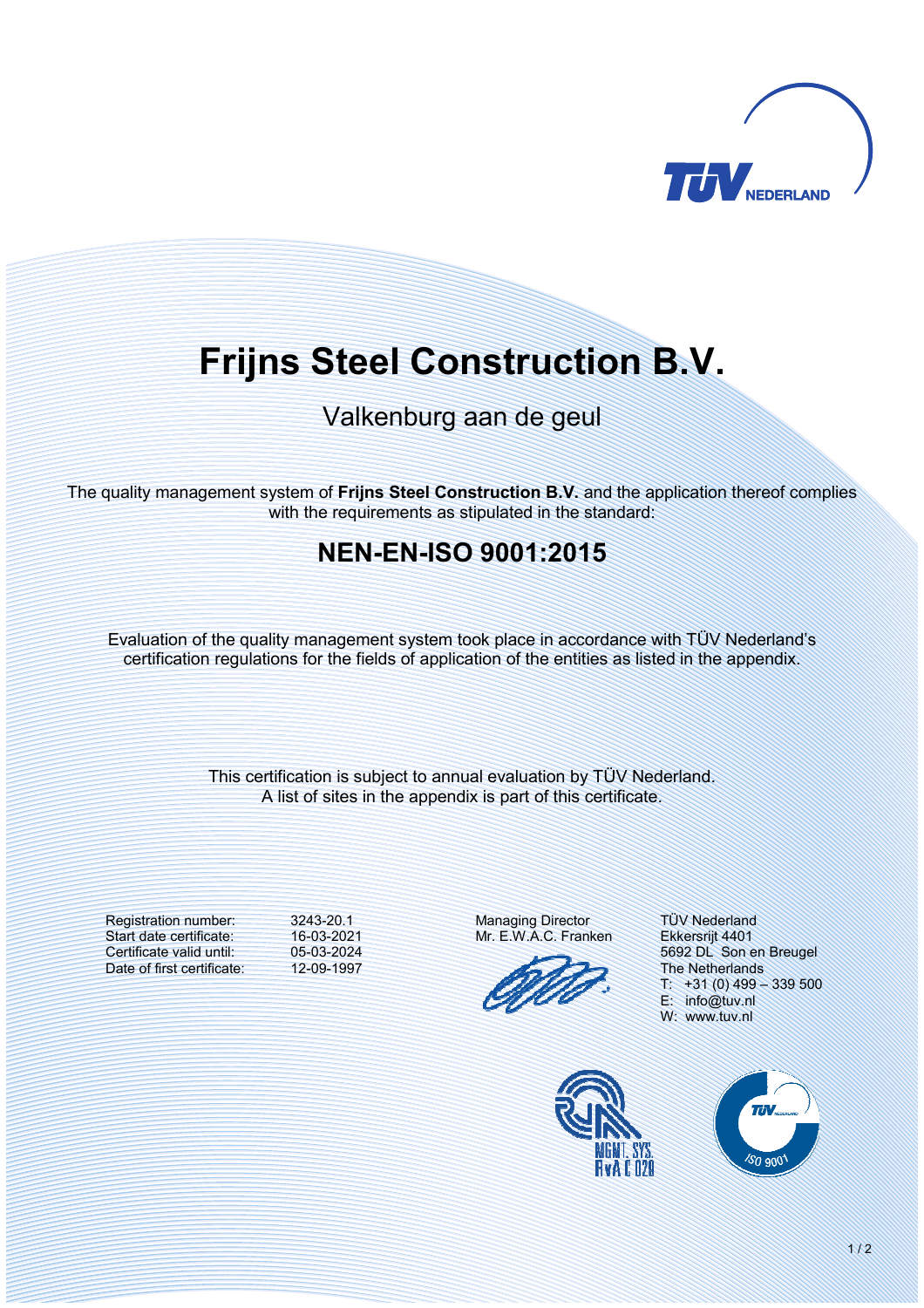# Frijns Steel Construction B.V.

Valkenburg aan de geul

The quality management system of **Frijns Steel Construction B.V.** and the application thereof complies with the requirements as stipulated in the standard:

## NEN-EN-ISO 9001:2015

Evaluation of the quality management system took place in accordance with TÜV Nederland's certification regulations for the fields of application of the entities as listed in the appendix.

This certification is subject to annual evaluation by TÜV Nederland.
A list of sites in the appendix is part of this certificate.

| | |
|---|---|
| Registration number: | 3243-20.1 |
| Start date certificate: | 16-03-2021 |
| Certificate valid until: | 05-03-2024 |
| Date of first certificate: | 12-09-1997 |

Managing Director
Mr. E.W.A.C. Franken

TÜV Nederland
Ekkersrijt 4401
5692 DL Son en Breugel
The Netherlands
T: +31 (0) 499 – 339 500
E: info@tuv.nl
W: www.tuv.nl

MGMT. SYS.
RvA C 028

ISO 9001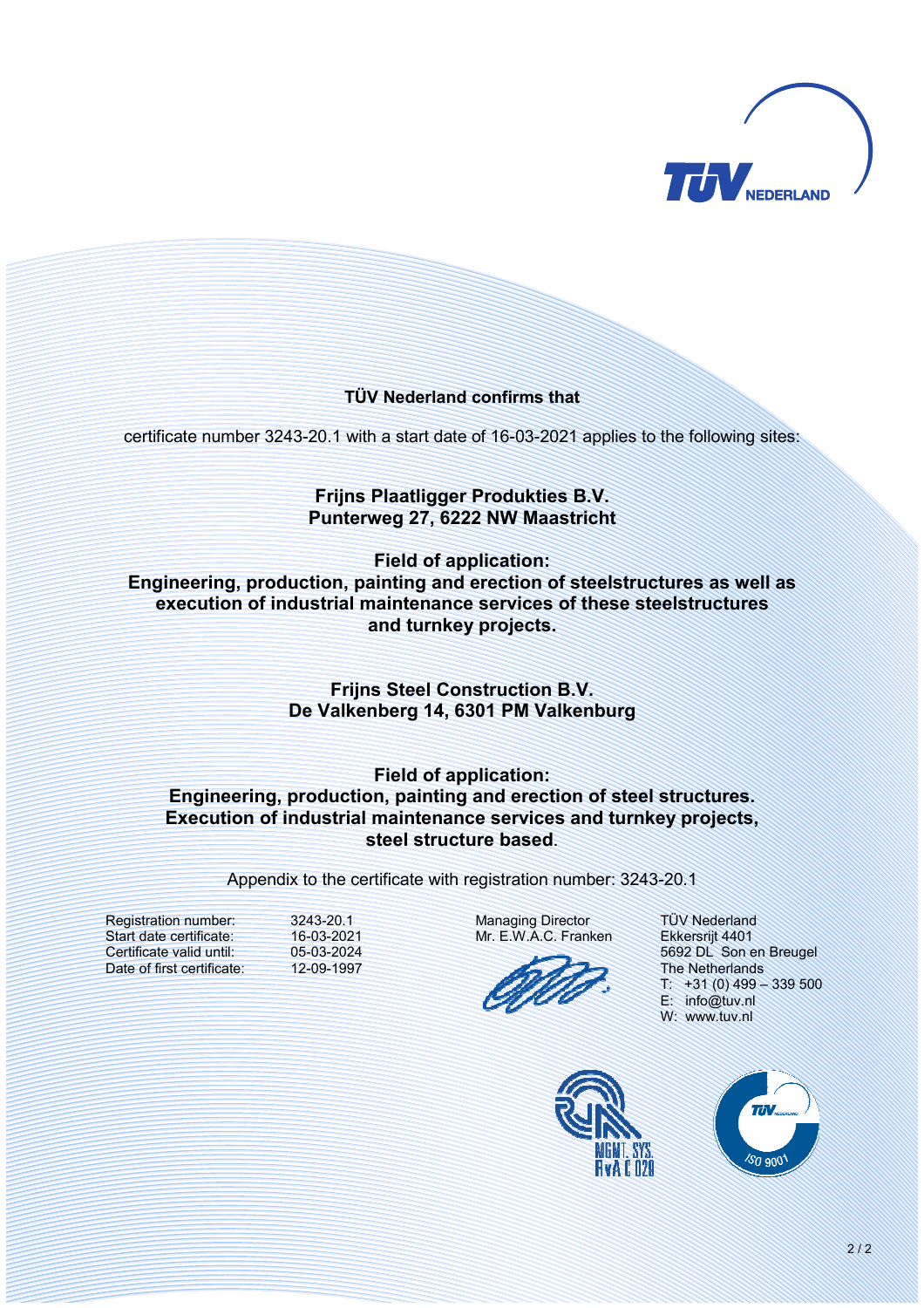**TÜV Nederland confirms that**

certificate number 3243-20.1 with a start date of 16-03-2021 applies to the following sites:

**Frijns Plaatligger Produkties B.V.**
**Punterweg 27, 6222 NW Maastricht**

**Field of application:**
**Engineering, production, painting and erection of steelstructures as well as execution of industrial maintenance services of these steelstructures and turnkey projects.**

**Frijns Steel Construction B.V.**
**De Valkenberg 14, 6301 PM Valkenburg**

**Field of application:**
**Engineering, production, painting and erection of steel structures. Execution of industrial maintenance services and turnkey projects, steel structure based**.

Appendix to the certificate with registration number: 3243-20.1

| | |
|---|---|
| Registration number: | 3243-20.1 |
| Start date certificate: | 16-03-2021 |
| Certificate valid until: | 05-03-2024 |
| Date of first certificate: | 12-09-1997 |

Managing Director
Mr. E.W.A.C. Franken

TÜV Nederland
Ekkersrijt 4401
5692 DL Son en Breugel
The Netherlands
T: +31 (0) 499 – 339 500
E: info@tuv.nl
W: www.tuv.nl

MGMT. SYS.
RvA C 028

ISO 9001